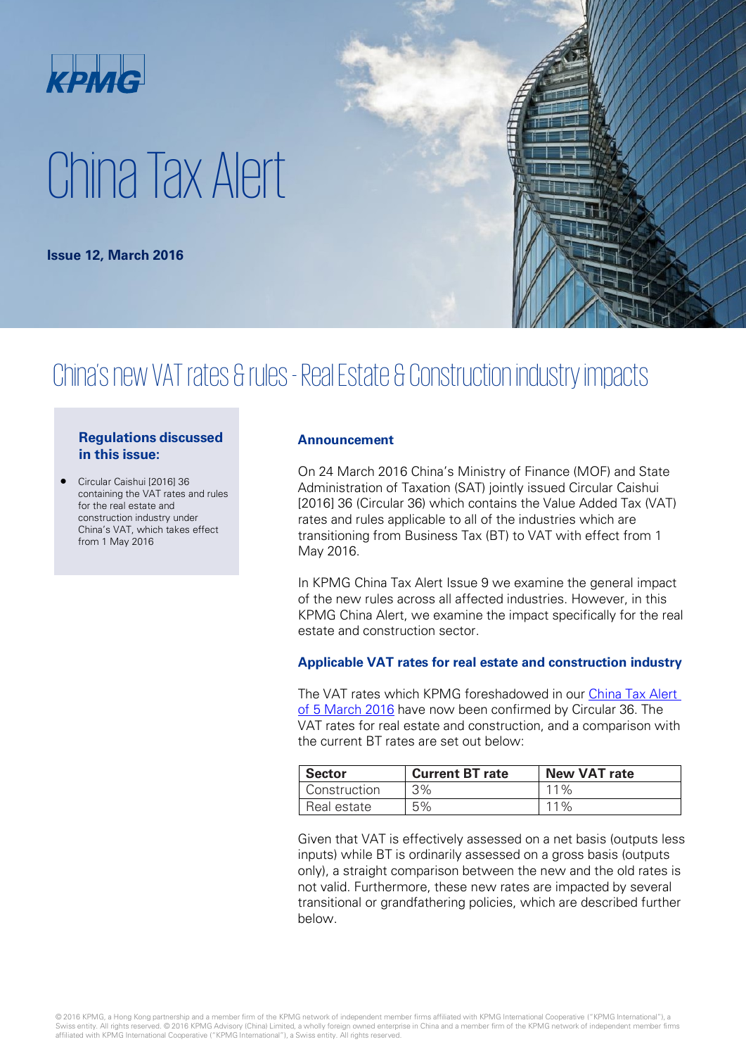KPMG

# China Tax Alert

**Issue 12, March 2016**

## China's new VAT rates & rules - Real Estate & Construction industry impacts

**Regulations discussed in this issue:**

- Circular Caishui [2016] 36 containing the VAT rates and rules for the real estate and construction industry under China's VAT, which takes effect from 1 May 2016

### Announcement

On 24 March 2016 China's Ministry of Finance (MOF) and State Administration of Taxation (SAT) jointly issued Circular Caishui [2016] 36 (Circular 36) which contains the Value Added Tax (VAT) rates and rules applicable to all of the industries which are transitioning from Business Tax (BT) to VAT with effect from 1 May 2016.

In KPMG China Tax Alert Issue 9 we examine the general impact of the new rules across all affected industries. However, in this KPMG China Alert, we examine the impact specifically for the real estate and construction sector.

### Applicable VAT rates for real estate and construction industry

The VAT rates which KPMG foreshadowed in our China Tax Alert of 5 March 2016 have now been confirmed by Circular 36. The VAT rates for real estate and construction, and a comparison with the current BT rates are set out below:

| Sector | Current BT rate | New VAT rate |
|---|---|---|
| Construction | 3% | 11% |
| Real estate | 5% | 11% |

Given that VAT is effectively assessed on a net basis (outputs less inputs) while BT is ordinarily assessed on a gross basis (outputs only), a straight comparison between the new and the old rates is not valid. Furthermore, these new rates are impacted by several transitional or grandfathering policies, which are described further below.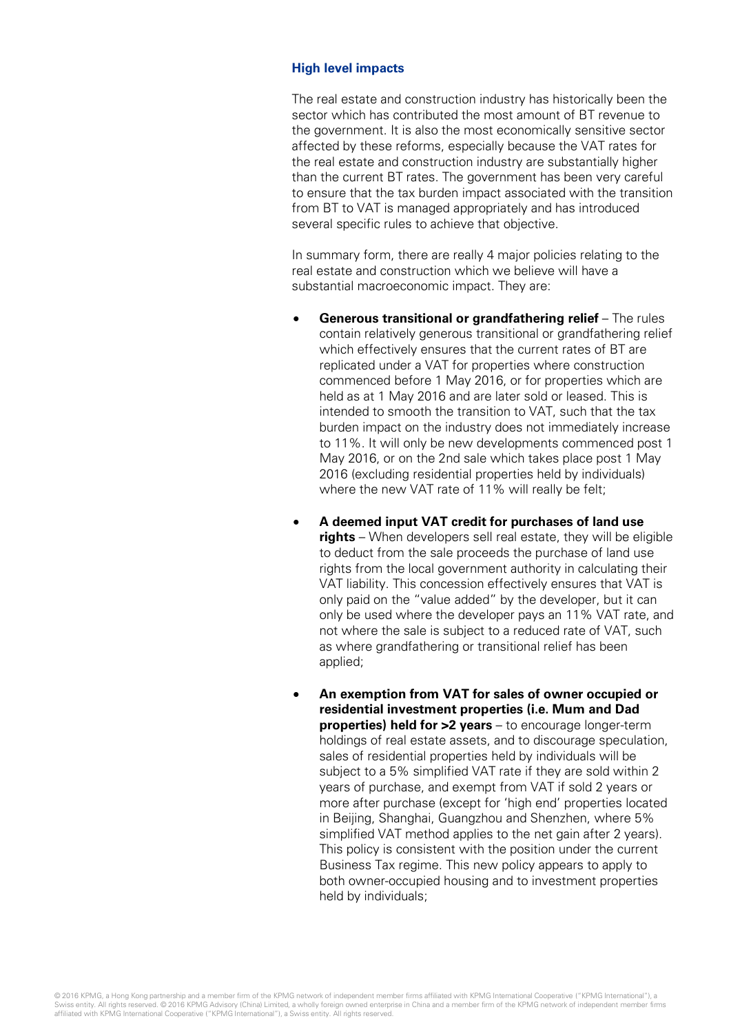### High level impacts

The real estate and construction industry has historically been the sector which has contributed the most amount of BT revenue to the government. It is also the most economically sensitive sector affected by these reforms, especially because the VAT rates for the real estate and construction industry are substantially higher than the current BT rates. The government has been very careful to ensure that the tax burden impact associated with the transition from BT to VAT is managed appropriately and has introduced several specific rules to achieve that objective.

In summary form, there are really 4 major policies relating to the real estate and construction which we believe will have a substantial macroeconomic impact. They are:

- **Generous transitional or grandfathering relief** – The rules contain relatively generous transitional or grandfathering relief which effectively ensures that the current rates of BT are replicated under a VAT for properties where construction commenced before 1 May 2016, or for properties which are held as at 1 May 2016 and are later sold or leased. This is intended to smooth the transition to VAT, such that the tax burden impact on the industry does not immediately increase to 11%. It will only be new developments commenced post 1 May 2016, or on the 2nd sale which takes place post 1 May 2016 (excluding residential properties held by individuals) where the new VAT rate of 11% will really be felt;

- **A deemed input VAT credit for purchases of land use rights** – When developers sell real estate, they will be eligible to deduct from the sale proceeds the purchase of land use rights from the local government authority in calculating their VAT liability. This concession effectively ensures that VAT is only paid on the "value added" by the developer, but it can only be used where the developer pays an 11% VAT rate, and not where the sale is subject to a reduced rate of VAT, such as where grandfathering or transitional relief has been applied;

- **An exemption from VAT for sales of owner occupied or residential investment properties (i.e. Mum and Dad properties) held for >2 years** – to encourage longer-term holdings of real estate assets, and to discourage speculation, sales of residential properties held by individuals will be subject to a 5% simplified VAT rate if they are sold within 2 years of purchase, and exempt from VAT if sold 2 years or more after purchase (except for 'high end' properties located in Beijing, Shanghai, Guangzhou and Shenzhen, where 5% simplified VAT method applies to the net gain after 2 years). This policy is consistent with the position under the current Business Tax regime. This new policy appears to apply to both owner-occupied housing and to investment properties held by individuals;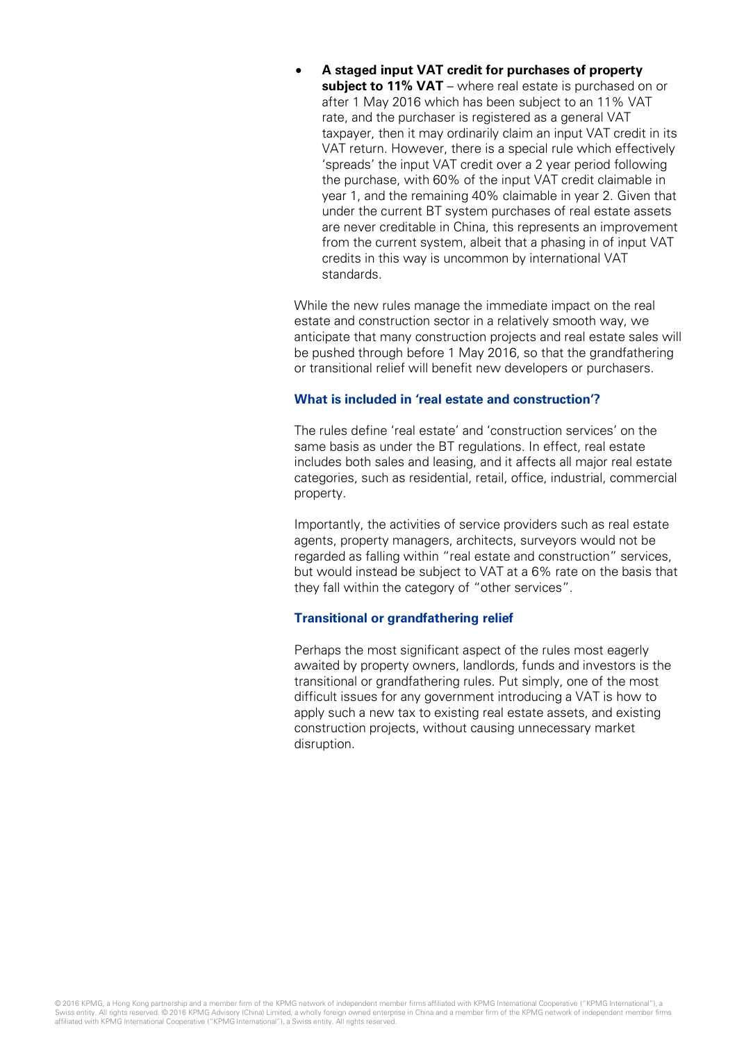- **A staged input VAT credit for purchases of property subject to 11% VAT** – where real estate is purchased on or after 1 May 2016 which has been subject to an 11% VAT rate, and the purchaser is registered as a general VAT taxpayer, then it may ordinarily claim an input VAT credit in its VAT return. However, there is a special rule which effectively 'spreads' the input VAT credit over a 2 year period following the purchase, with 60% of the input VAT credit claimable in year 1, and the remaining 40% claimable in year 2. Given that under the current BT system purchases of real estate assets are never creditable in China, this represents an improvement from the current system, albeit that a phasing in of input VAT credits in this way is uncommon by international VAT standards.

While the new rules manage the immediate impact on the real estate and construction sector in a relatively smooth way, we anticipate that many construction projects and real estate sales will be pushed through before 1 May 2016, so that the grandfathering or transitional relief will benefit new developers or purchasers.

### What is included in 'real estate and construction'?

The rules define 'real estate' and 'construction services' on the same basis as under the BT regulations. In effect, real estate includes both sales and leasing, and it affects all major real estate categories, such as residential, retail, office, industrial, commercial property.

Importantly, the activities of service providers such as real estate agents, property managers, architects, surveyors would not be regarded as falling within "real estate and construction" services, but would instead be subject to VAT at a 6% rate on the basis that they fall within the category of "other services".

### Transitional or grandfathering relief

Perhaps the most significant aspect of the rules most eagerly awaited by property owners, landlords, funds and investors is the transitional or grandfathering rules. Put simply, one of the most difficult issues for any government introducing a VAT is how to apply such a new tax to existing real estate assets, and existing construction projects, without causing unnecessary market disruption.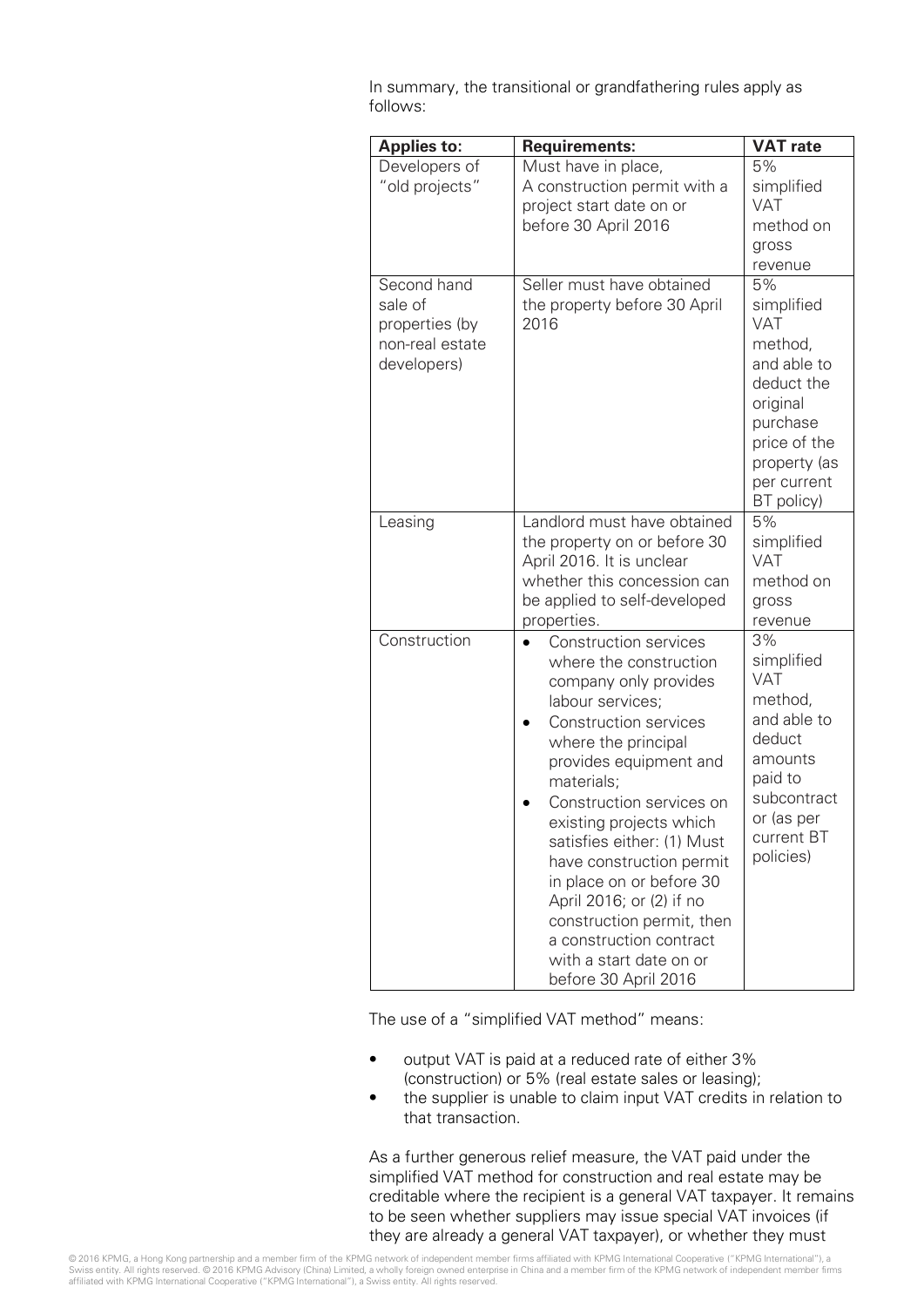In summary, the transitional or grandfathering rules apply as follows:

| Applies to: | Requirements: | VAT rate |
|---|---|---|
| Developers of "old projects" | Must have in place, A construction permit with a project start date on or before 30 April 2016 | 5% simplified VAT method on gross revenue |
| Second hand sale of properties (by non-real estate developers) | Seller must have obtained the property before 30 April 2016 | 5% simplified VAT method, and able to deduct the original purchase price of the property (as per current BT policy) |
| Leasing | Landlord must have obtained the property on or before 30 April 2016. It is unclear whether this concession can be applied to self-developed properties. | 5% simplified VAT method on gross revenue |
| Construction | • Construction services where the construction company only provides labour services; • Construction services where the principal provides equipment and materials; • Construction services on existing projects which satisfies either: (1) Must have construction permit in place on or before 30 April 2016; or (2) if no construction permit, then a construction contract with a start date on or before 30 April 2016 | 3% simplified VAT method, and able to deduct amounts paid to subcontract or (as per current BT policies) |

The use of a "simplified VAT method" means:

- output VAT is paid at a reduced rate of either 3% (construction) or 5% (real estate sales or leasing);
- the supplier is unable to claim input VAT credits in relation to that transaction.

As a further generous relief measure, the VAT paid under the simplified VAT method for construction and real estate may be creditable where the recipient is a general VAT taxpayer. It remains to be seen whether suppliers may issue special VAT invoices (if they are already a general VAT taxpayer), or whether they must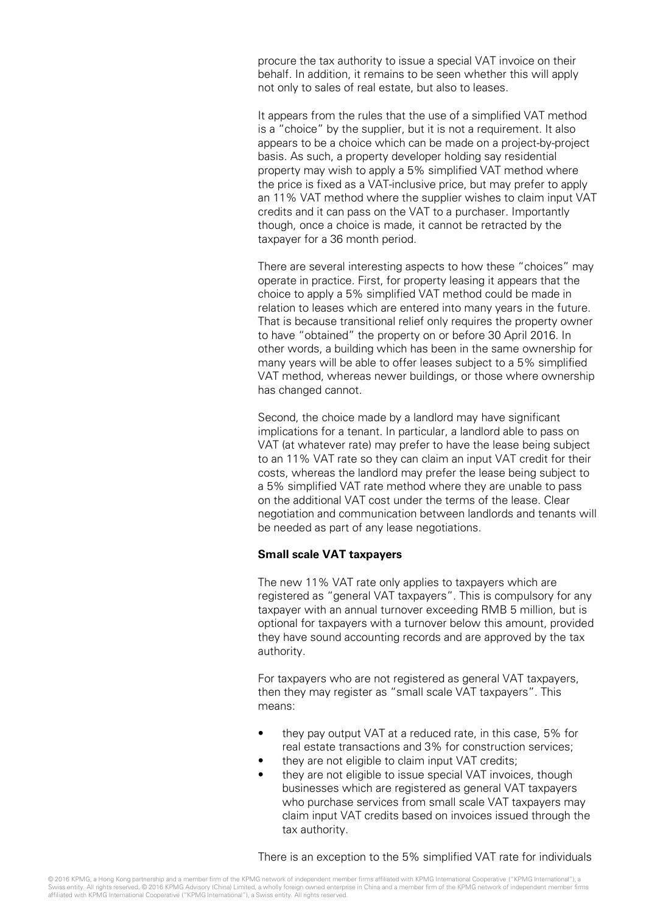procure the tax authority to issue a special VAT invoice on their behalf. In addition, it remains to be seen whether this will apply not only to sales of real estate, but also to leases.

It appears from the rules that the use of a simplified VAT method is a "choice" by the supplier, but it is not a requirement. It also appears to be a choice which can be made on a project-by-project basis. As such, a property developer holding say residential property may wish to apply a 5% simplified VAT method where the price is fixed as a VAT-inclusive price, but may prefer to apply an 11% VAT method where the supplier wishes to claim input VAT credits and it can pass on the VAT to a purchaser. Importantly though, once a choice is made, it cannot be retracted by the taxpayer for a 36 month period.

There are several interesting aspects to how these "choices" may operate in practice. First, for property leasing it appears that the choice to apply a 5% simplified VAT method could be made in relation to leases which are entered into many years in the future. That is because transitional relief only requires the property owner to have "obtained" the property on or before 30 April 2016. In other words, a building which has been in the same ownership for many years will be able to offer leases subject to a 5% simplified VAT method, whereas newer buildings, or those where ownership has changed cannot.

Second, the choice made by a landlord may have significant implications for a tenant. In particular, a landlord able to pass on VAT (at whatever rate) may prefer to have the lease being subject to an 11% VAT rate so they can claim an input VAT credit for their costs, whereas the landlord may prefer the lease being subject to a 5% simplified VAT rate method where they are unable to pass on the additional VAT cost under the terms of the lease. Clear negotiation and communication between landlords and tenants will be needed as part of any lease negotiations.

**Small scale VAT taxpayers**

The new 11% VAT rate only applies to taxpayers which are registered as "general VAT taxpayers". This is compulsory for any taxpayer with an annual turnover exceeding RMB 5 million, but is optional for taxpayers with a turnover below this amount, provided they have sound accounting records and are approved by the tax authority.

For taxpayers who are not registered as general VAT taxpayers, then they may register as "small scale VAT taxpayers". This means:

- they pay output VAT at a reduced rate, in this case, 5% for real estate transactions and 3% for construction services;
- they are not eligible to claim input VAT credits;
- they are not eligible to issue special VAT invoices, though businesses which are registered as general VAT taxpayers who purchase services from small scale VAT taxpayers may claim input VAT credits based on invoices issued through the tax authority.

There is an exception to the 5% simplified VAT rate for individuals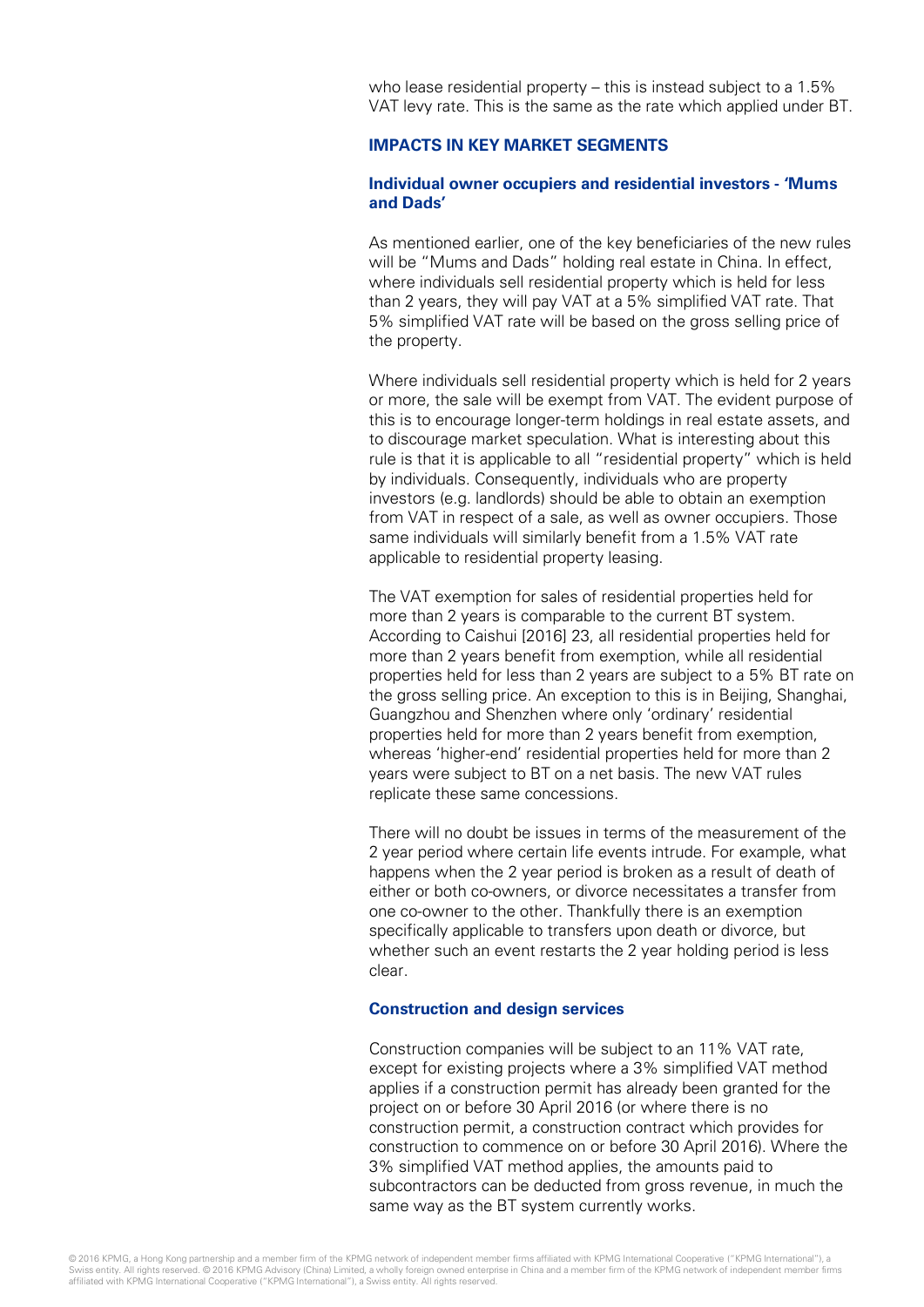who lease residential property – this is instead subject to a 1.5% VAT levy rate. This is the same as the rate which applied under BT.

## IMPACTS IN KEY MARKET SEGMENTS

### Individual owner occupiers and residential investors - 'Mums and Dads'

As mentioned earlier, one of the key beneficiaries of the new rules will be "Mums and Dads" holding real estate in China. In effect, where individuals sell residential property which is held for less than 2 years, they will pay VAT at a 5% simplified VAT rate. That 5% simplified VAT rate will be based on the gross selling price of the property.

Where individuals sell residential property which is held for 2 years or more, the sale will be exempt from VAT. The evident purpose of this is to encourage longer-term holdings in real estate assets, and to discourage market speculation. What is interesting about this rule is that it is applicable to all "residential property" which is held by individuals. Consequently, individuals who are property investors (e.g. landlords) should be able to obtain an exemption from VAT in respect of a sale, as well as owner occupiers. Those same individuals will similarly benefit from a 1.5% VAT rate applicable to residential property leasing.

The VAT exemption for sales of residential properties held for more than 2 years is comparable to the current BT system. According to Caishui [2016] 23, all residential properties held for more than 2 years benefit from exemption, while all residential properties held for less than 2 years are subject to a 5% BT rate on the gross selling price. An exception to this is in Beijing, Shanghai, Guangzhou and Shenzhen where only 'ordinary' residential properties held for more than 2 years benefit from exemption, whereas 'higher-end' residential properties held for more than 2 years were subject to BT on a net basis. The new VAT rules replicate these same concessions.

There will no doubt be issues in terms of the measurement of the 2 year period where certain life events intrude. For example, what happens when the 2 year period is broken as a result of death of either or both co-owners, or divorce necessitates a transfer from one co-owner to the other. Thankfully there is an exemption specifically applicable to transfers upon death or divorce, but whether such an event restarts the 2 year holding period is less clear.

### Construction and design services

Construction companies will be subject to an 11% VAT rate, except for existing projects where a 3% simplified VAT method applies if a construction permit has already been granted for the project on or before 30 April 2016 (or where there is no construction permit, a construction contract which provides for construction to commence on or before 30 April 2016). Where the 3% simplified VAT method applies, the amounts paid to subcontractors can be deducted from gross revenue, in much the same way as the BT system currently works.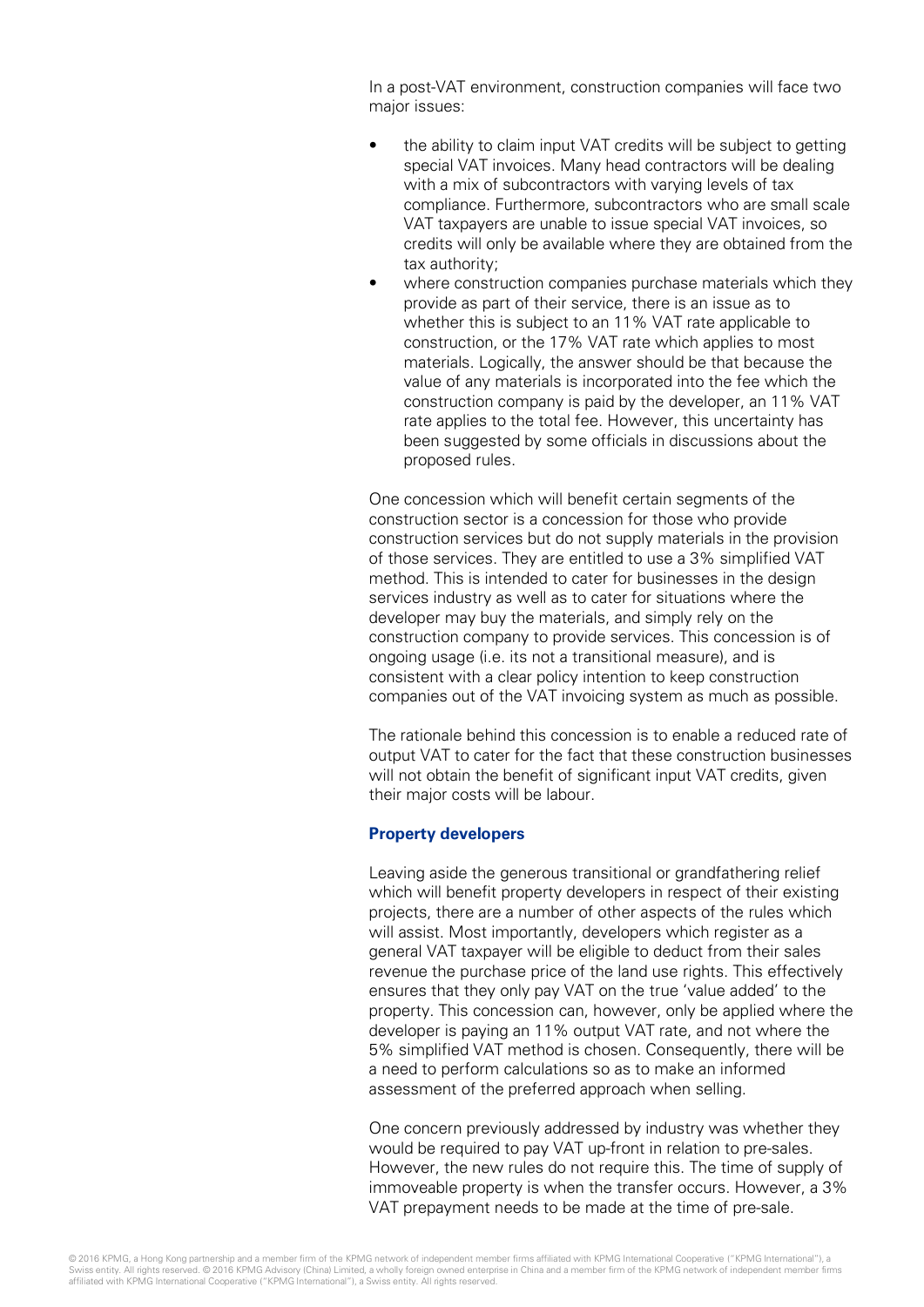In a post-VAT environment, construction companies will face two major issues:

- the ability to claim input VAT credits will be subject to getting special VAT invoices. Many head contractors will be dealing with a mix of subcontractors with varying levels of tax compliance. Furthermore, subcontractors who are small scale VAT taxpayers are unable to issue special VAT invoices, so credits will only be available where they are obtained from the tax authority;
- where construction companies purchase materials which they provide as part of their service, there is an issue as to whether this is subject to an 11% VAT rate applicable to construction, or the 17% VAT rate which applies to most materials. Logically, the answer should be that because the value of any materials is incorporated into the fee which the construction company is paid by the developer, an 11% VAT rate applies to the total fee. However, this uncertainty has been suggested by some officials in discussions about the proposed rules.

One concession which will benefit certain segments of the construction sector is a concession for those who provide construction services but do not supply materials in the provision of those services. They are entitled to use a 3% simplified VAT method. This is intended to cater for businesses in the design services industry as well as to cater for situations where the developer may buy the materials, and simply rely on the construction company to provide services. This concession is of ongoing usage (i.e. its not a transitional measure), and is consistent with a clear policy intention to keep construction companies out of the VAT invoicing system as much as possible.

The rationale behind this concession is to enable a reduced rate of output VAT to cater for the fact that these construction businesses will not obtain the benefit of significant input VAT credits, given their major costs will be labour.

### Property developers

Leaving aside the generous transitional or grandfathering relief which will benefit property developers in respect of their existing projects, there are a number of other aspects of the rules which will assist. Most importantly, developers which register as a general VAT taxpayer will be eligible to deduct from their sales revenue the purchase price of the land use rights. This effectively ensures that they only pay VAT on the true 'value added' to the property. This concession can, however, only be applied where the developer is paying an 11% output VAT rate, and not where the 5% simplified VAT method is chosen. Consequently, there will be a need to perform calculations so as to make an informed assessment of the preferred approach when selling.

One concern previously addressed by industry was whether they would be required to pay VAT up-front in relation to pre-sales. However, the new rules do not require this. The time of supply of immoveable property is when the transfer occurs. However, a 3% VAT prepayment needs to be made at the time of pre-sale.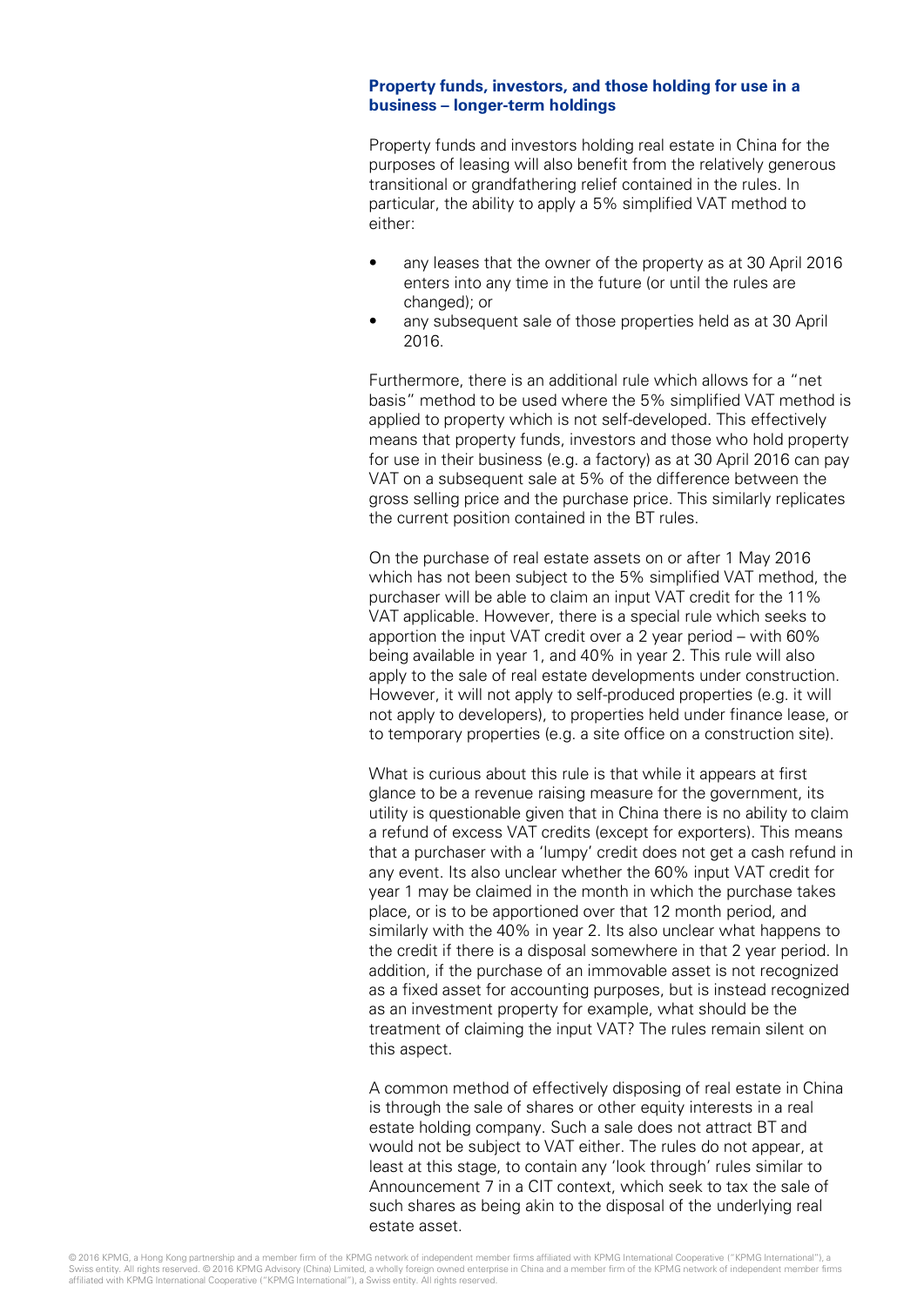### Property funds, investors, and those holding for use in a business – longer-term holdings

Property funds and investors holding real estate in China for the purposes of leasing will also benefit from the relatively generous transitional or grandfathering relief contained in the rules. In particular, the ability to apply a 5% simplified VAT method to either:

- any leases that the owner of the property as at 30 April 2016 enters into any time in the future (or until the rules are changed); or
- any subsequent sale of those properties held as at 30 April 2016.

Furthermore, there is an additional rule which allows for a "net basis" method to be used where the 5% simplified VAT method is applied to property which is not self-developed. This effectively means that property funds, investors and those who hold property for use in their business (e.g. a factory) as at 30 April 2016 can pay VAT on a subsequent sale at 5% of the difference between the gross selling price and the purchase price. This similarly replicates the current position contained in the BT rules.

On the purchase of real estate assets on or after 1 May 2016 which has not been subject to the 5% simplified VAT method, the purchaser will be able to claim an input VAT credit for the 11% VAT applicable. However, there is a special rule which seeks to apportion the input VAT credit over a 2 year period – with 60% being available in year 1, and 40% in year 2. This rule will also apply to the sale of real estate developments under construction. However, it will not apply to self-produced properties (e.g. it will not apply to developers), to properties held under finance lease, or to temporary properties (e.g. a site office on a construction site).

What is curious about this rule is that while it appears at first glance to be a revenue raising measure for the government, its utility is questionable given that in China there is no ability to claim a refund of excess VAT credits (except for exporters). This means that a purchaser with a 'lumpy' credit does not get a cash refund in any event. Its also unclear whether the 60% input VAT credit for year 1 may be claimed in the month in which the purchase takes place, or is to be apportioned over that 12 month period, and similarly with the 40% in year 2. Its also unclear what happens to the credit if there is a disposal somewhere in that 2 year period. In addition, if the purchase of an immovable asset is not recognized as a fixed asset for accounting purposes, but is instead recognized as an investment property for example, what should be the treatment of claiming the input VAT? The rules remain silent on this aspect.

A common method of effectively disposing of real estate in China is through the sale of shares or other equity interests in a real estate holding company. Such a sale does not attract BT and would not be subject to VAT either. The rules do not appear, at least at this stage, to contain any 'look through' rules similar to Announcement 7 in a CIT context, which seek to tax the sale of such shares as being akin to the disposal of the underlying real estate asset.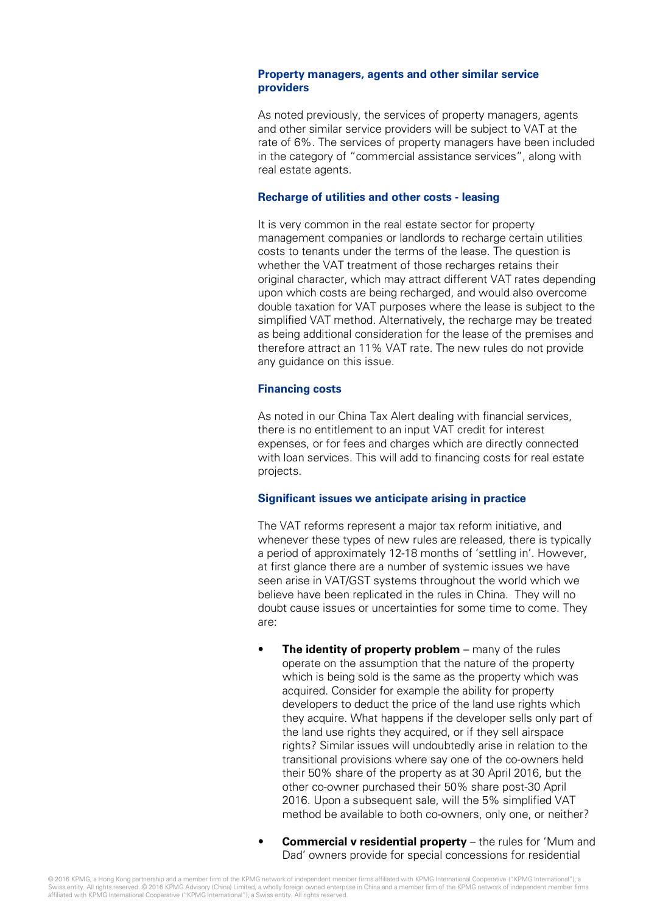### Property managers, agents and other similar service providers

As noted previously, the services of property managers, agents and other similar service providers will be subject to VAT at the rate of 6%. The services of property managers have been included in the category of "commercial assistance services", along with real estate agents.

### Recharge of utilities and other costs - leasing

It is very common in the real estate sector for property management companies or landlords to recharge certain utilities costs to tenants under the terms of the lease. The question is whether the VAT treatment of those recharges retains their original character, which may attract different VAT rates depending upon which costs are being recharged, and would also overcome double taxation for VAT purposes where the lease is subject to the simplified VAT method. Alternatively, the recharge may be treated as being additional consideration for the lease of the premises and therefore attract an 11% VAT rate. The new rules do not provide any guidance on this issue.

### Financing costs

As noted in our China Tax Alert dealing with financial services, there is no entitlement to an input VAT credit for interest expenses, or for fees and charges which are directly connected with loan services. This will add to financing costs for real estate projects.

### Significant issues we anticipate arising in practice

The VAT reforms represent a major tax reform initiative, and whenever these types of new rules are released, there is typically a period of approximately 12-18 months of 'settling in'. However, at first glance there are a number of systemic issues we have seen arise in VAT/GST systems throughout the world which we believe have been replicated in the rules in China. They will no doubt cause issues or uncertainties for some time to come. They are:

- **The identity of property problem** – many of the rules operate on the assumption that the nature of the property which is being sold is the same as the property which was acquired. Consider for example the ability for property developers to deduct the price of the land use rights which they acquire. What happens if the developer sells only part of the land use rights they acquired, or if they sell airspace rights? Similar issues will undoubtedly arise in relation to the transitional provisions where say one of the co-owners held their 50% share of the property as at 30 April 2016, but the other co-owner purchased their 50% share post-30 April 2016. Upon a subsequent sale, will the 5% simplified VAT method be available to both co-owners, only one, or neither?

- **Commercial v residential property** – the rules for 'Mum and Dad' owners provide for special concessions for residential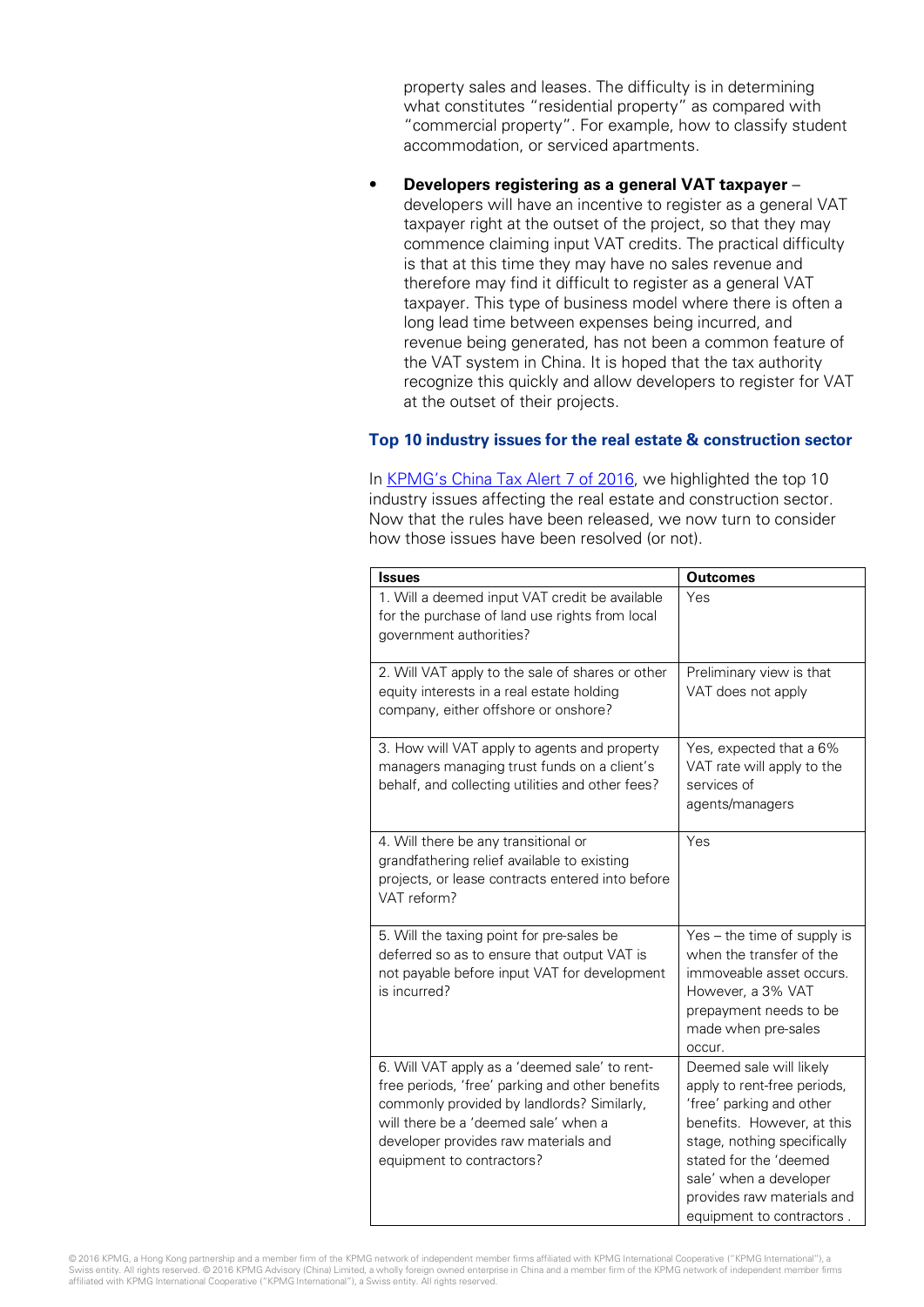property sales and leases. The difficulty is in determining what constitutes "residential property" as compared with "commercial property". For example, how to classify student accommodation, or serviced apartments.

- **Developers registering as a general VAT taxpayer** – developers will have an incentive to register as a general VAT taxpayer right at the outset of the project, so that they may commence claiming input VAT credits. The practical difficulty is that at this time they may have no sales revenue and therefore may find it difficult to register as a general VAT taxpayer. This type of business model where there is often a long lead time between expenses being incurred, and revenue being generated, has not been a common feature of the VAT system in China. It is hoped that the tax authority recognize this quickly and allow developers to register for VAT at the outset of their projects.

### Top 10 industry issues for the real estate & construction sector

In KPMG's China Tax Alert 7 of 2016, we highlighted the top 10 industry issues affecting the real estate and construction sector. Now that the rules have been released, we now turn to consider how those issues have been resolved (or not).

| Issues | Outcomes |
|---|---|
| 1. Will a deemed input VAT credit be available for the purchase of land use rights from local government authorities? | Yes |
| 2. Will VAT apply to the sale of shares or other equity interests in a real estate holding company, either offshore or onshore? | Preliminary view is that VAT does not apply |
| 3. How will VAT apply to agents and property managers managing trust funds on a client's behalf, and collecting utilities and other fees? | Yes, expected that a 6% VAT rate will apply to the services of agents/managers |
| 4. Will there be any transitional or grandfathering relief available to existing projects, or lease contracts entered into before VAT reform? | Yes |
| 5. Will the taxing point for pre-sales be deferred so as to ensure that output VAT is not payable before input VAT for development is incurred? | Yes – the time of supply is when the transfer of the immoveable asset occurs. However, a 3% VAT prepayment needs to be made when pre-sales occur. |
| 6. Will VAT apply as a 'deemed sale' to rent-free periods, 'free' parking and other benefits commonly provided by landlords? Similarly, will there be a 'deemed sale' when a developer provides raw materials and equipment to contractors? | Deemed sale will likely apply to rent-free periods, 'free' parking and other benefits. However, at this stage, nothing specifically stated for the 'deemed sale' when a developer provides raw materials and equipment to contractors . |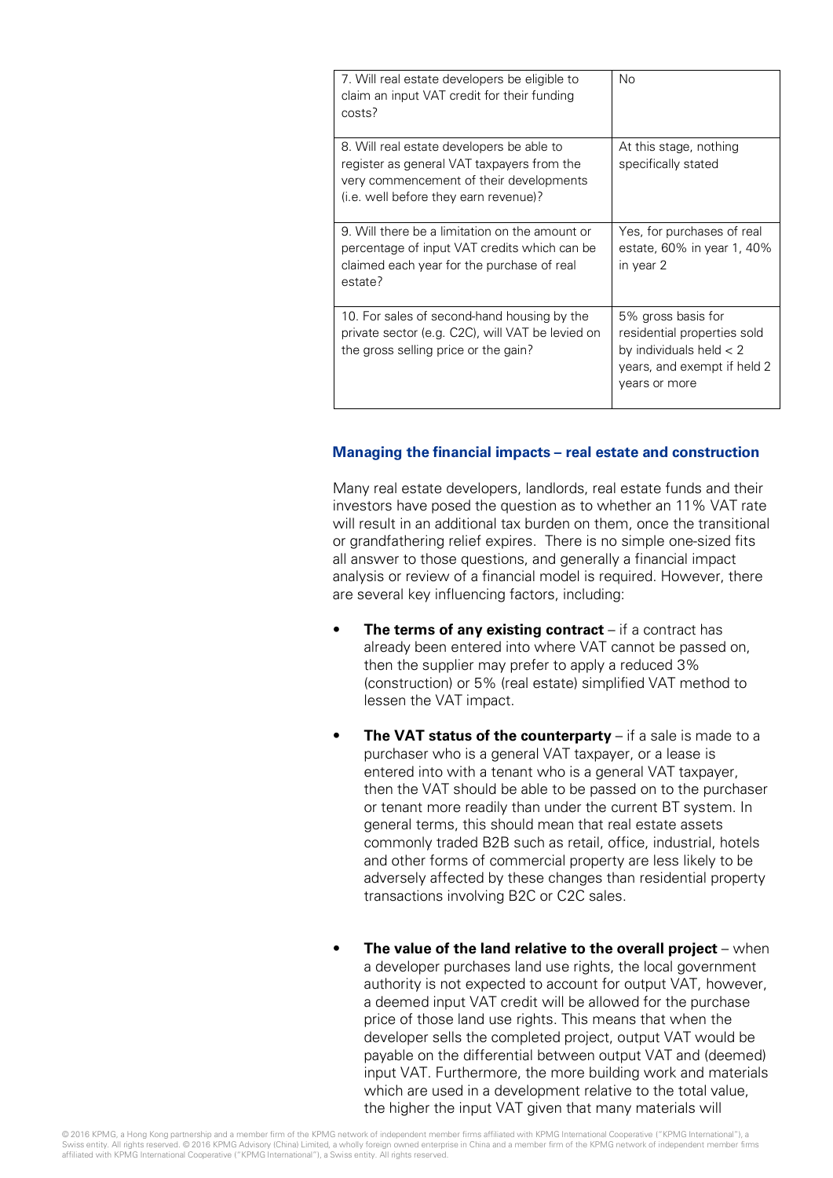| 7. Will real estate developers be eligible to claim an input VAT credit for their funding costs? | No |
| --- | --- |
| 8. Will real estate developers be able to register as general VAT taxpayers from the very commencement of their developments (i.e. well before they earn revenue)? | At this stage, nothing specifically stated |
| 9. Will there be a limitation on the amount or percentage of input VAT credits which can be claimed each year for the purchase of real estate? | Yes, for purchases of real estate, 60% in year 1, 40% in year 2 |
| 10. For sales of second-hand housing by the private sector (e.g. C2C), will VAT be levied on the gross selling price or the gain? | 5% gross basis for residential properties sold by individuals held < 2 years, and exempt if held 2 years or more |

### Managing the financial impacts – real estate and construction

Many real estate developers, landlords, real estate funds and their investors have posed the question as to whether an 11% VAT rate will result in an additional tax burden on them, once the transitional or grandfathering relief expires. There is no simple one-sized fits all answer to those questions, and generally a financial impact analysis or review of a financial model is required. However, there are several key influencing factors, including:

- **The terms of any existing contract** – if a contract has already been entered into where VAT cannot be passed on, then the supplier may prefer to apply a reduced 3% (construction) or 5% (real estate) simplified VAT method to lessen the VAT impact.
- **The VAT status of the counterparty** – if a sale is made to a purchaser who is a general VAT taxpayer, or a lease is entered into with a tenant who is a general VAT taxpayer, then the VAT should be able to be passed on to the purchaser or tenant more readily than under the current BT system. In general terms, this should mean that real estate assets commonly traded B2B such as retail, office, industrial, hotels and other forms of commercial property are less likely to be adversely affected by these changes than residential property transactions involving B2C or C2C sales.
- **The value of the land relative to the overall project** – when a developer purchases land use rights, the local government authority is not expected to account for output VAT, however, a deemed input VAT credit will be allowed for the purchase price of those land use rights. This means that when the developer sells the completed project, output VAT would be payable on the differential between output VAT and (deemed) input VAT. Furthermore, the more building work and materials which are used in a development relative to the total value, the higher the input VAT given that many materials will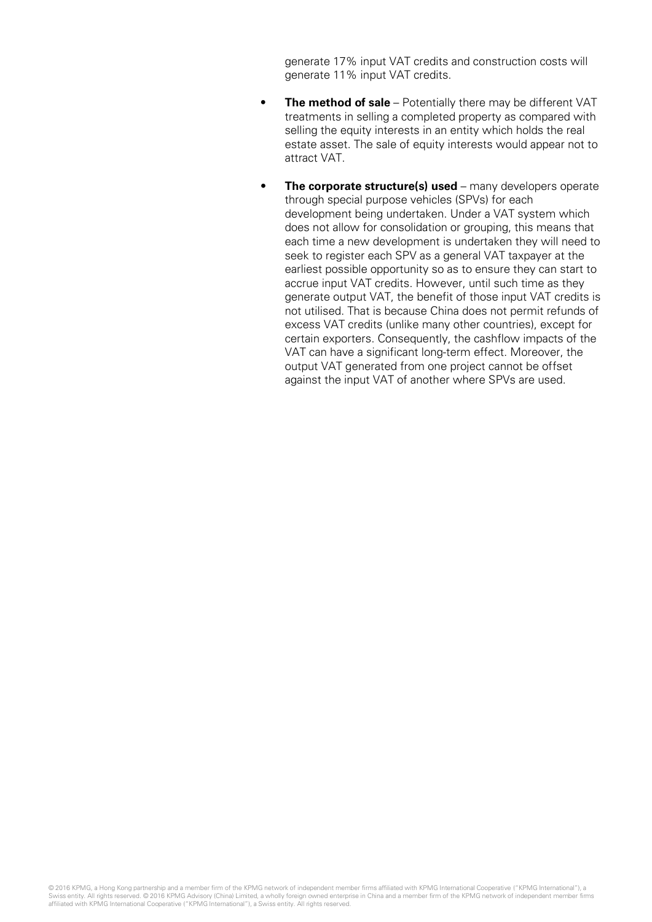generate 17% input VAT credits and construction costs will generate 11% input VAT credits.

- **The method of sale** – Potentially there may be different VAT treatments in selling a completed property as compared with selling the equity interests in an entity which holds the real estate asset. The sale of equity interests would appear not to attract VAT.
- **The corporate structure(s) used** – many developers operate through special purpose vehicles (SPVs) for each development being undertaken. Under a VAT system which does not allow for consolidation or grouping, this means that each time a new development is undertaken they will need to seek to register each SPV as a general VAT taxpayer at the earliest possible opportunity so as to ensure they can start to accrue input VAT credits. However, until such time as they generate output VAT, the benefit of those input VAT credits is not utilised. That is because China does not permit refunds of excess VAT credits (unlike many other countries), except for certain exporters. Consequently, the cashflow impacts of the VAT can have a significant long-term effect. Moreover, the output VAT generated from one project cannot be offset against the input VAT of another where SPVs are used.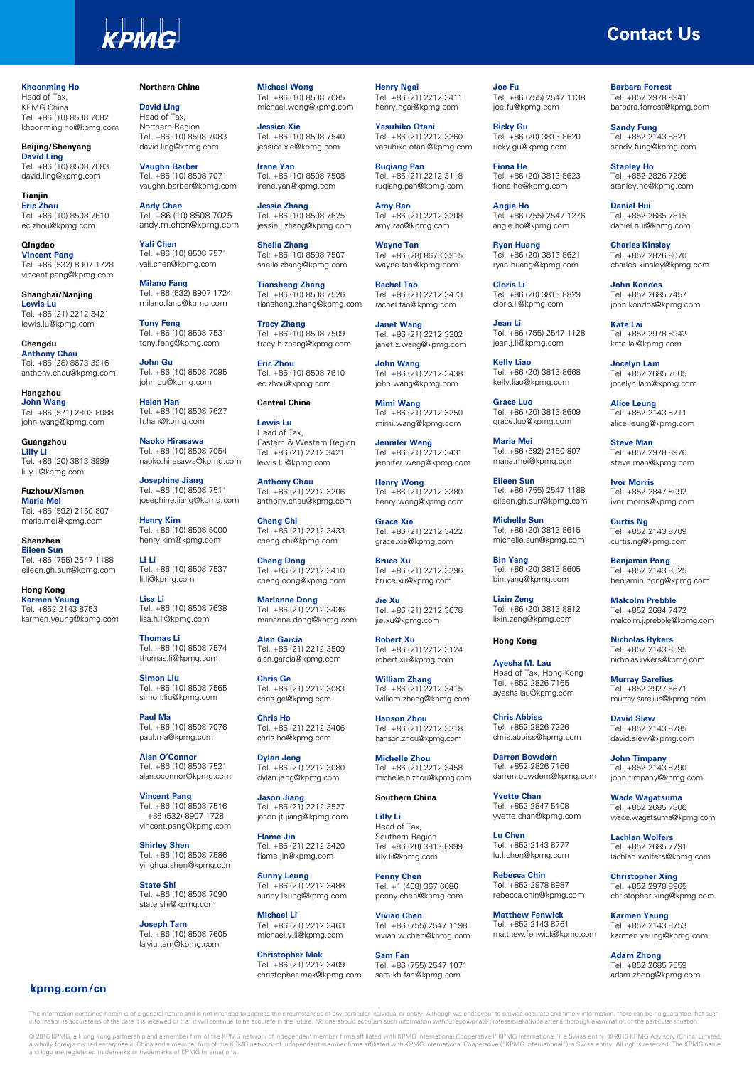# Contact Us

**Khoonming Ho**
Head of Tax,
KPMG China
Tel. +86 (10) 8508 7082
khoonming.ho@kpmg.com

**Beijing/Shenyang**
**David Ling**
Tel. +86 (10) 8508 7083
david.ling@kpmg.com

**Tianjin**
**Eric Zhou**
Tel. +86 (10) 8508 7610
ec.zhou@kpmg.com

**Qingdao**
**Vincent Pang**
Tel. +86 (532) 8907 1728
vincent.pang@kpmg.com

**Shanghai/Nanjing**
**Lewis Lu**
Tel. +86 (21) 2212 3421
lewis.lu@kpmg.com

**Chengdu**
**Anthony Chau**
Tel. +86 (28) 8673 3916
anthony.chau@kpmg.com

**Hangzhou**
**John Wang**
Tel. +86 (571) 2803 8088
john.wang@kpmg.com

**Guangzhou**
**Lilly Li**
Tel. +86 (20) 3813 8999
lilly.li@kpmg.com

**Fuzhou/Xiamen**
**Maria Mei**
Tel. +86 (592) 2150 807
maria.mei@kpmg.com

**Shenzhen**
**Eileen Sun**
Tel. +86 (755) 2547 1188
eileen.gh.sun@kpmg.com

**Hong Kong**
**Karmen Yeung**
Tel. +852 2143 8753
karmen.yeung@kpmg.com

## Northern China

**David Ling**
Head of Tax,
Northern Region
Tel. +86 (10) 8508 7083
david.ling@kpmg.com

**Vaughn Barber**
Tel. +86 (10) 8508 7071
vaughn.barber@kpmg.com

**Andy Chen**
Tel. +86 (10) 8508 7025
andy.m.chen@kpmg.com

**Yali Chen**
Tel. +86 (10) 8508 7571
yali.chen@kpmg.com

**Milano Fang**
Tel. +86 (532) 8907 1724
milano.fang@kpmg.com

**Tony Feng**
Tel. +86 (10) 8508 7531
tony.feng@kpmg.com

**John Gu**
Tel. +86 (10) 8508 7095
john.gu@kpmg.com

**Helen Han**
Tel. +86 (10) 8508 7627
h.han@kpmg.com

**Naoko Hirasawa**
Tel. +86 (10) 8508 7054
naoko.hirasawa@kpmg.com

**Josephine Jiang**
Tel. +86 (10) 8508 7511
josephine.jiang@kpmg.com

**Henry Kim**
Tel. +86 (10) 8508 5000
henry.kim@kpmg.com

**Li Li**
Tel. +86 (10) 8508 7537
li.li@kpmg.com

**Lisa Li**
Tel. +86 (10) 8508 7638
lisa.h.li@kpmg.com

**Thomas Li**
Tel. +86 (10) 8508 7574
thomas.li@kpmg.com

**Simon Liu**
Tel. +86 (10) 8508 7565
simon.liu@kpmg.com

**Paul Ma**
Tel. +86 (10) 8508 7076
paul.ma@kpmg.com

**Alan O'Connor**
Tel. +86 (10) 8508 7521
alan.oconnor@kpmg.com

**Vincent Pang**
Tel. +86 (10) 8508 7516
+86 (532) 8907 1728
vincent.pang@kpmg.com

**Shirley Shen**
Tel. +86 (10) 8508 7586
yinghua.shen@kpmg.com

**State Shi**
Tel. +86 (10) 8508 7090
state.shi@kpmg.com

**Joseph Tam**
Tel. +86 (10) 8508 7605
laiyiu.tam@kpmg.com

**Michael Wong**
Tel. +86 (10) 8508 7085
michael.wong@kpmg.com

**Jessica Xie**
Tel. +86 (10) 8508 7540
jessica.xie@kpmg.com

**Irene Yan**
Tel. +86 (10) 8508 7508
irene.yan@kpmg.com

**Jessie Zhang**
Tel. +86 (10) 8508 7625
jessie.j.zhang@kpmg.com

**Sheila Zhang**
Tel. +86 (10) 8508 7507
sheila.zhang@kpmg.com

**Tiansheng Zhang**
Tel. +86 (10) 8508 7526
tiansheng.zhang@kpmg.com

**Tracy Zhang**
Tel. +86 (10) 8508 7509
tracy.h.zhang@kpmg.com

**Eric Zhou**
Tel. +86 (10) 8508 7610
ec.zhou@kpmg.com

## Central China

**Lewis Lu**
Head of Tax,
Eastern & Western Region
Tel. +86 (21) 2212 3421
lewis.lu@kpmg.com

**Anthony Chau**
Tel. +86 (21) 2212 3206
anthony.chau@kpmg.com

**Cheng Chi**
Tel. +86 (21) 2212 3433
cheng.chi@kpmg.com

**Cheng Dong**
Tel. +86 (21) 2212 3410
cheng.dong@kpmg.com

**Marianne Dong**
Tel. +86 (21) 2212 3436
marianne.dong@kpmg.com

**Alan Garcia**
Tel. +86 (21) 2212 3509
alan.garcia@kpmg.com

**Chris Ge**
Tel. +86 (21) 2212 3083
chris.ge@kpmg.com

**Chris Ho**
Tel. +86 (21) 2212 3406
chris.ho@kpmg.com

**Dylan Jeng**
Tel. +86 (21) 2212 3080
dylan.jeng@kpmg.com

**Jason Jiang**
Tel. +86 (21) 2212 3527
jason.jt.jiang@kpmg.com

**Flame Jin**
Tel. +86 (21) 2212 3420
flame.jin@kpmg.com

**Sunny Leung**
Tel. +86 (21) 2212 3488
sunny.leung@kpmg.com

**Michael Li**
Tel. +86 (21) 2212 3463
michael.y.li@kpmg.com

**Christopher Mak**
Tel. +86 (21) 2212 3409
christopher.mak@kpmg.com

**Henry Ngai**
Tel. +86 (21) 2212 3411
henry.ngai@kpmg.com

**Yasuhiko Otani**
Tel. +86 (21) 2212 3360
yasuhiko.otani@kpmg.com

**Ruqiang Pan**
Tel. +86 (21) 2212 3118
ruqiang.pan@kpmg.com

**Amy Rao**
Tel. +86 (21) 2212 3208
amy.rao@kpmg.com

**Wayne Tan**
Tel. +86 (28) 8673 3915
wayne.tan@kpmg.com

**Rachel Tao**
Tel. +86 (21) 2212 3473
rachel.tao@kpmg.com

**Janet Wang**
Tel. +86 (21) 2212 3302
janet.z.wang@kpmg.com

**John Wang**
Tel. +86 (21) 2212 3438
john.wang@kpmg.com

**Mimi Wang**
Tel. +86 (21) 2212 3250
mimi.wang@kpmg.com

**Jennifer Weng**
Tel. +86 (21) 2212 3431
jennifer.weng@kpmg.com

**Henry Wong**
Tel. +86 (21) 2212 3380
henry.wong@kpmg.com

**Grace Xie**
Tel. +86 (21) 2212 3422
grace.xie@kpmg.com

**Bruce Xu**
Tel. +86 (21) 2212 3396
bruce.xu@kpmg.com

**Jie Xu**
Tel. +86 (21) 2212 3678
jie.xu@kpmg.com

**Robert Xu**
Tel. +86 (21) 2212 3124
robert.xu@kpmg.com

**William Zhang**
Tel. +86 (21) 2212 3415
william.zhang@kpmg.com

**Hanson Zhou**
Tel. +86 (21) 2212 3318
hanson.zhou@kpmg.com

**Michelle Zhou**
Tel. +86 (21) 2212 3458
michelle.b.zhou@kpmg.com

## Southern China

**Lilly Li**
Head of Tax,
Southern Region
Tel. +86 (20) 3813 8999
lilly.li@kpmg.com

**Penny Chen**
Tel. +1 (408) 367 6086
penny.chen@kpmg.com

**Vivian Chen**
Tel. +86 (755) 2547 1198
vivian.w.chen@kpmg.com

**Sam Fan**
Tel. +86 (755) 2547 1071
sam.kh.fan@kpmg.com

**Joe Fu**
Tel. +86 (755) 2547 1138
joe.fu@kpmg.com

**Ricky Gu**
Tel. +86 (20) 3813 8620
ricky.gu@kpmg.com

**Fiona He**
Tel. +86 (20) 3813 8623
fiona.he@kpmg.com

**Angie Ho**
Tel. +86 (755) 2547 1276
angie.ho@kpmg.com

**Ryan Huang**
Tel. +86 (20) 3813 8621
ryan.huang@kpmg.com

**Cloris Li**
Tel. +86 (20) 3813 8829
cloris.li@kpmg.com

**Jean Li**
Tel. +86 (755) 2547 1128
jean.j.li@kpmg.com

**Kelly Liao**
Tel. +86 (20) 3813 8668
kelly.liao@kpmg.com

**Grace Luo**
Tel. +86 (20) 3813 8609
grace.luo@kpmg.com

**Maria Mei**
Tel. +86 (592) 2150 807
maria.mei@kpmg.com

**Eileen Sun**
Tel. +86 (755) 2547 1188
eileen.gh.sun@kpmg.com

**Michelle Sun**
Tel. +86 (20) 3813 8615
michelle.sun@kpmg.com

**Bin Yang**
Tel. +86 (20) 3813 8605
bin.yang@kpmg.com

**Lixin Zeng**
Tel. +86 (20) 3813 8812
lixin.zeng@kpmg.com

## Hong Kong

**Ayesha M. Lau**
Head of Tax, Hong Kong
Tel. +852 2826 7165
ayesha.lau@kpmg.com

**Chris Abbiss**
Tel. +852 2826 7226
chris.abbiss@kpmg.com

**Darren Bowdern**
Tel. +852 2826 7166
darren.bowdern@kpmg.com

**Yvette Chan**
Tel. +852 2847 5108
yvette.chan@kpmg.com

**Lu Chen**
Tel. +852 2143 8777
lu.l.chen@kpmg.com

**Rebecca Chin**
Tel. +852 2978 8987
rebecca.chin@kpmg.com

**Matthew Fenwick**
Tel. +852 2143 8761
matthew.fenwick@kpmg.com

**Barbara Forrest**
Tel. +852 2978 8941
barbara.forrest@kpmg.com

**Sandy Fung**
Tel. +852 2143 8821
sandy.fung@kpmg.com

**Stanley Ho**
Tel. +852 2826 7296
stanley.ho@kpmg.com

**Daniel Hui**
Tel. +852 2685 7815
daniel.hui@kpmg.com

**Charles Kinsley**
Tel. +852 2826 8070
charles.kinsley@kpmg.com

**John Kondos**
Tel. +852 2685 7457
john.kondos@kpmg.com

**Kate Lai**
Tel. +852 2978 8942
kate.lai@kpmg.com

**Jocelyn Lam**
Tel. +852 2685 7605
jocelyn.lam@kpmg.com

**Alice Leung**
Tel. +852 2143 8711
alice.leung@kpmg.com

**Steve Man**
Tel. +852 2978 8976
steve.man@kpmg.com

**Ivor Morris**
Tel. +852 2847 5092
ivor.morris@kpmg.com

**Curtis Ng**
Tel. +852 2143 8709
curtis.ng@kpmg.com

**Benjamin Pong**
Tel. +852 2143 8525
benjamin.pong@kpmg.com

**Malcolm Prebble**
Tel. +852 2684 7472
malcolm.j.prebble@kpmg.com

**Nicholas Rykers**
Tel. +852 2143 8595
nicholas.rykers@kpmg.com

**Murray Sarelius**
Tel. +852 3927 5671
murray.sarelius@kpmg.com

**David Siew**
Tel. +852 2143 8785
david.siew@kpmg.com

**John Timpany**
Tel. +852 2143 8790
john.timpany@kpmg.com

**Wade Wagatsuma**
Tel. +852 2685 7806
wade.wagatsuma@kpmg.com

**Lachlan Wolfers**
Tel. +852 2685 7791
lachlan.wolfers@kpmg.com

**Christopher Xing**
Tel. +852 2978 8965
christopher.xing@kpmg.com

**Karmen Yeung**
Tel. +852 2143 8753
karmen.yeung@kpmg.com

**Adam Zhong**
Tel. +852 2685 7559
adam.zhong@kpmg.com

**kpmg.com/cn**

The information contained herein is of a general nature and is not intended to address the circumstances of any particular individual or entity. Although we endeavour to provide accurate and timely information, there can be no guarantee that such information is accurate as of the date it is received or that it will continue to be accurate in the future. No one should act upon such information without appropriate professional advice after a thorough examination of the particular situation.

© 2016 KPMG, a Hong Kong partnership and a member firm of the KPMG network of independent member firms affiliated with KPMG International Cooperative ("KPMG International"), a Swiss entity. © 2016 KPMG Advisory (China) Limited, a wholly foreign owned enterprise in China and a member firm of the KPMG network of independent member firms affiliated with KPMG International Cooperative ("KPMG International"), a Swiss entity. All rights reserved. The KPMG name and logo are registered trademarks or trademarks of KPMG International.